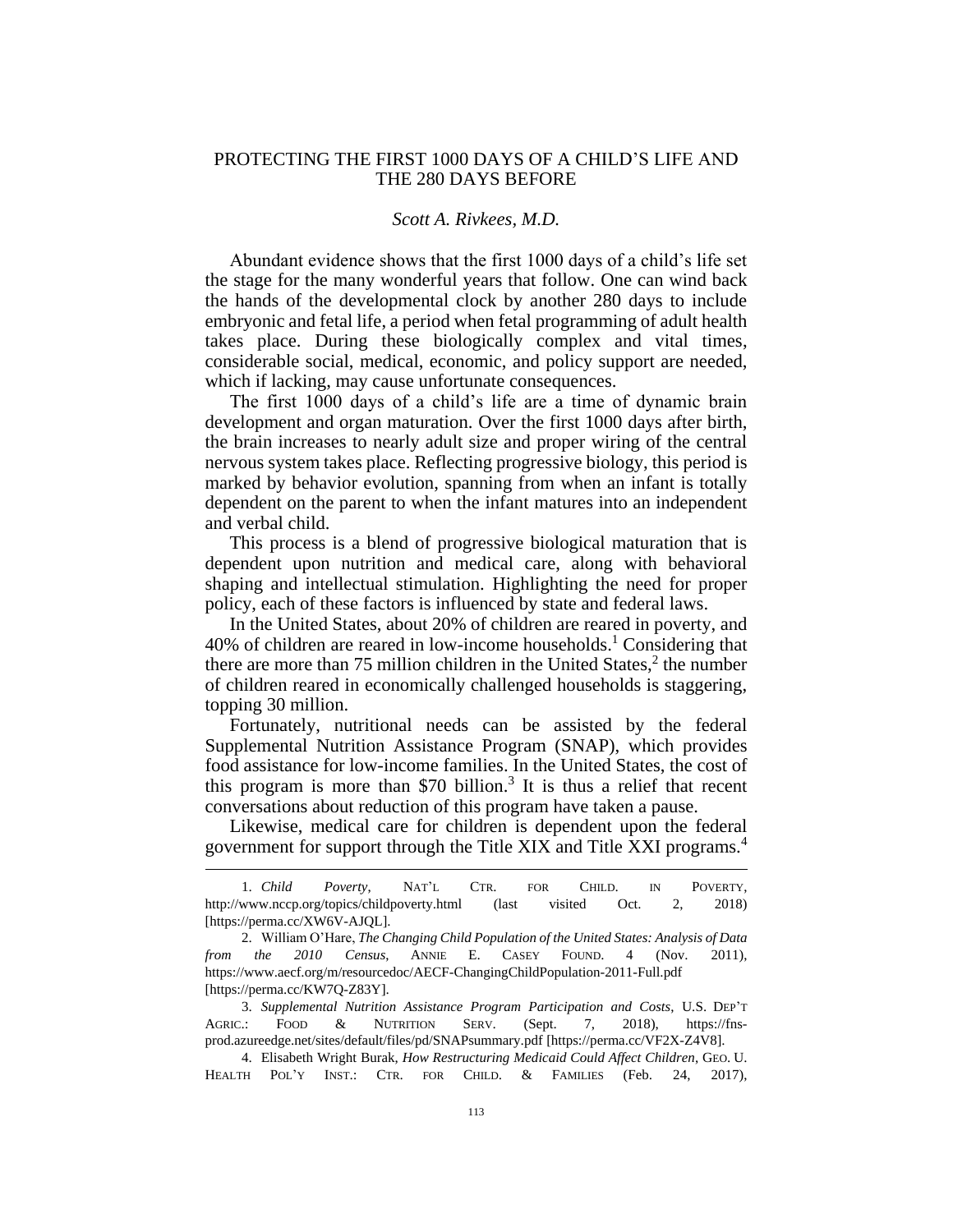# PROTECTING THE FIRST 1000 DAYS OF A CHILD'S LIFE AND THE 280 DAYS BEFORE

*Scott A. Rivkees, M.D.*

Abundant evidence shows that the first 1000 days of a child's life set the stage for the many wonderful years that follow. One can wind back the hands of the developmental clock by another 280 days to include embryonic and fetal life, a period when fetal programming of adult health takes place. During these biologically complex and vital times, considerable social, medical, economic, and policy support are needed, which if lacking, may cause unfortunate consequences.

The first 1000 days of a child's life are a time of dynamic brain development and organ maturation. Over the first 1000 days after birth, the brain increases to nearly adult size and proper wiring of the central nervous system takes place. Reflecting progressive biology, this period is marked by behavior evolution, spanning from when an infant is totally dependent on the parent to when the infant matures into an independent and verbal child.

This process is a blend of progressive biological maturation that is dependent upon nutrition and medical care, along with behavioral shaping and intellectual stimulation. Highlighting the need for proper policy, each of these factors is influenced by state and federal laws.

In the United States, about 20% of children are reared in poverty, and 40% of children are reared in low-income households.[1] Considering that there are more than 75 million children in the United States,[2] the number of children reared in economically challenged households is staggering, topping 30 million.

Fortunately, nutritional needs can be assisted by the federal Supplemental Nutrition Assistance Program (SNAP), which provides food assistance for low-income families. In the United States, the cost of this program is more than $70 billion.[3] It is thus a relief that recent conversations about reduction of this program have taken a pause.

Likewise, medical care for children is dependent upon the federal government for support through the Title XIX and Title XXI programs.[4]

---

1. *Child Poverty*, NAT'L CTR. FOR CHILD. IN POVERTY, http://www.nccp.org/topics/childpoverty.html (last visited Oct. 2, 2018) [https://perma.cc/XW6V-AJQL].

2. William O'Hare, *The Changing Child Population of the United States: Analysis of Data from the 2010 Census*, ANNIE E. CASEY FOUND. 4 (Nov. 2011), https://www.aecf.org/m/resourcedoc/AECF-ChangingChildPopulation-2011-Full.pdf [https://perma.cc/KW7Q-Z83Y].

3. *Supplemental Nutrition Assistance Program Participation and Costs*, U.S. DEP'T AGRIC.: FOOD & NUTRITION SERV. (Sept. 7, 2018), https://fns-prod.azureedge.net/sites/default/files/pd/SNAPsummary.pdf [https://perma.cc/VF2X-Z4V8].

4. Elisabeth Wright Burak, *How Restructuring Medicaid Could Affect Children*, GEO. U. HEALTH POL'Y INST.: CTR. FOR CHILD. & FAMILIES (Feb. 24, 2017),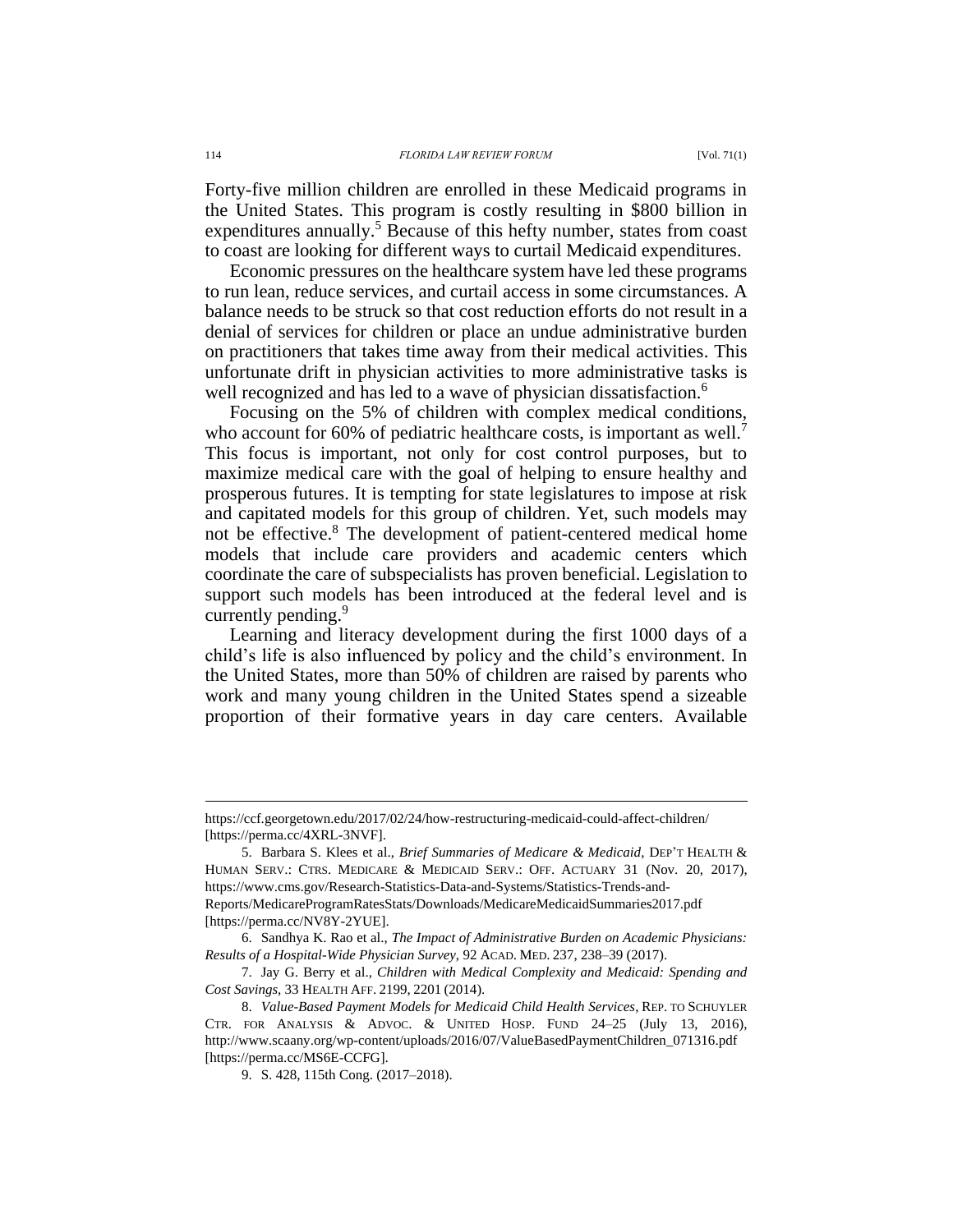Forty-five million children are enrolled in these Medicaid programs in the United States. This program is costly resulting in $800 billion in expenditures annually.[5] Because of this hefty number, states from coast to coast are looking for different ways to curtail Medicaid expenditures.

Economic pressures on the healthcare system have led these programs to run lean, reduce services, and curtail access in some circumstances. A balance needs to be struck so that cost reduction efforts do not result in a denial of services for children or place an undue administrative burden on practitioners that takes time away from their medical activities. This unfortunate drift in physician activities to more administrative tasks is well recognized and has led to a wave of physician dissatisfaction.[6]

Focusing on the 5% of children with complex medical conditions, who account for 60% of pediatric healthcare costs, is important as well.[7] This focus is important, not only for cost control purposes, but to maximize medical care with the goal of helping to ensure healthy and prosperous futures. It is tempting for state legislatures to impose at risk and capitated models for this group of children. Yet, such models may not be effective.[8] The development of patient-centered medical home models that include care providers and academic centers which coordinate the care of subspecialists has proven beneficial. Legislation to support such models has been introduced at the federal level and is currently pending.[9]

Learning and literacy development during the first 1000 days of a child's life is also influenced by policy and the child's environment. In the United States, more than 50% of children are raised by parents who work and many young children in the United States spend a sizeable proportion of their formative years in day care centers. Available

---

https://ccf.georgetown.edu/2017/02/24/how-restructuring-medicaid-could-affect-children/ [https://perma.cc/4XRL-3NVF].

5. Barbara S. Klees et al., *Brief Summaries of Medicare & Medicaid*, DEP'T HEALTH & HUMAN SERV.: CTRS. MEDICARE & MEDICAID SERV.: OFF. ACTUARY 31 (Nov. 20, 2017), https://www.cms.gov/Research-Statistics-Data-and-Systems/Statistics-Trends-and-Reports/MedicareProgramRatesStats/Downloads/MedicareMedicaidSummaries2017.pdf [https://perma.cc/NV8Y-2YUE].

6. Sandhya K. Rao et al., *The Impact of Administrative Burden on Academic Physicians: Results of a Hospital-Wide Physician Survey*, 92 ACAD. MED. 237, 238–39 (2017).

7. Jay G. Berry et al., *Children with Medical Complexity and Medicaid: Spending and Cost Savings*, 33 HEALTH AFF. 2199, 2201 (2014).

8. *Value-Based Payment Models for Medicaid Child Health Services*, REP. TO SCHUYLER CTR. FOR ANALYSIS & ADVOC. & UNITED HOSP. FUND 24–25 (July 13, 2016), http://www.scaany.org/wp-content/uploads/2016/07/ValueBasedPaymentChildren_071316.pdf [https://perma.cc/MS6E-CCFG].

9. S. 428, 115th Cong. (2017–2018).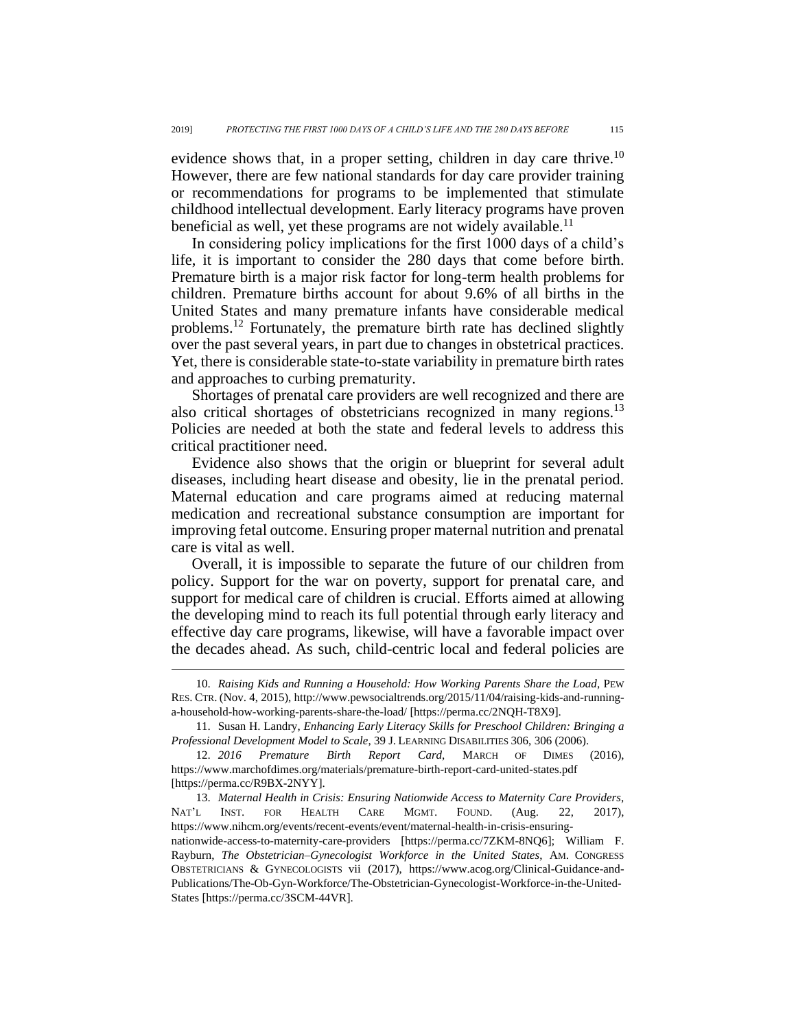evidence shows that, in a proper setting, children in day care thrive.[10] However, there are few national standards for day care provider training or recommendations for programs to be implemented that stimulate childhood intellectual development. Early literacy programs have proven beneficial as well, yet these programs are not widely available.[11]

In considering policy implications for the first 1000 days of a child's life, it is important to consider the 280 days that come before birth. Premature birth is a major risk factor for long-term health problems for children. Premature births account for about 9.6% of all births in the United States and many premature infants have considerable medical problems.[12] Fortunately, the premature birth rate has declined slightly over the past several years, in part due to changes in obstetrical practices. Yet, there is considerable state-to-state variability in premature birth rates and approaches to curbing prematurity.

Shortages of prenatal care providers are well recognized and there are also critical shortages of obstetricians recognized in many regions.[13] Policies are needed at both the state and federal levels to address this critical practitioner need.

Evidence also shows that the origin or blueprint for several adult diseases, including heart disease and obesity, lie in the prenatal period. Maternal education and care programs aimed at reducing maternal medication and recreational substance consumption are important for improving fetal outcome. Ensuring proper maternal nutrition and prenatal care is vital as well.

Overall, it is impossible to separate the future of our children from policy. Support for the war on poverty, support for prenatal care, and support for medical care of children is crucial. Efforts aimed at allowing the developing mind to reach its full potential through early literacy and effective day care programs, likewise, will have a favorable impact over the decades ahead. As such, child-centric local and federal policies are

---

10. *Raising Kids and Running a Household: How Working Parents Share the Load*, PEW RES. CTR. (Nov. 4, 2015), http://www.pewsocialtrends.org/2015/11/04/raising-kids-and-running-a-household-how-working-parents-share-the-load/ [https://perma.cc/2NQH-T8X9].

11. Susan H. Landry, *Enhancing Early Literacy Skills for Preschool Children: Bringing a Professional Development Model to Scale*, 39 J. LEARNING DISABILITIES 306, 306 (2006).

12. *2016 Premature Birth Report Card*, MARCH OF DIMES (2016), https://www.marchofdimes.org/materials/premature-birth-report-card-united-states.pdf [https://perma.cc/R9BX-2NYY].

13. *Maternal Health in Crisis: Ensuring Nationwide Access to Maternity Care Providers*, NAT'L INST. FOR HEALTH CARE MGMT. FOUND. (Aug. 22, 2017), https://www.nihcm.org/events/recent-events/event/maternal-health-in-crisis-ensuring-nationwide-access-to-maternity-care-providers [https://perma.cc/7ZKM-8NQ6]; William F. Rayburn, *The Obstetrician–Gynecologist Workforce in the United States*, AM. CONGRESS OBSTETRICIANS & GYNECOLOGISTS vii (2017), https://www.acog.org/Clinical-Guidance-and-Publications/The-Ob-Gyn-Workforce/The-Obstetrician-Gynecologist-Workforce-in-the-United-States [https://perma.cc/3SCM-44VR].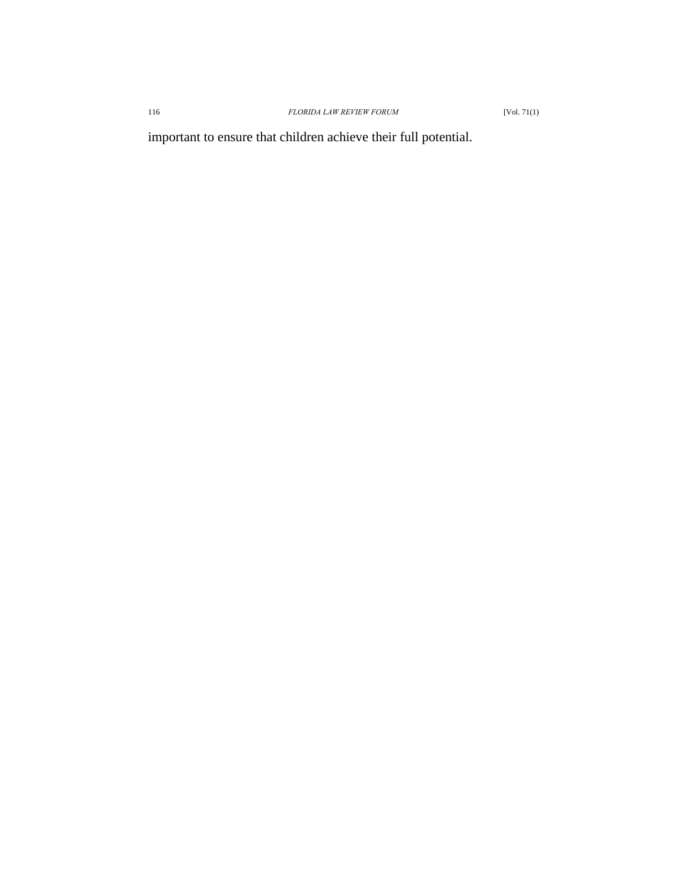important to ensure that children achieve their full potential.